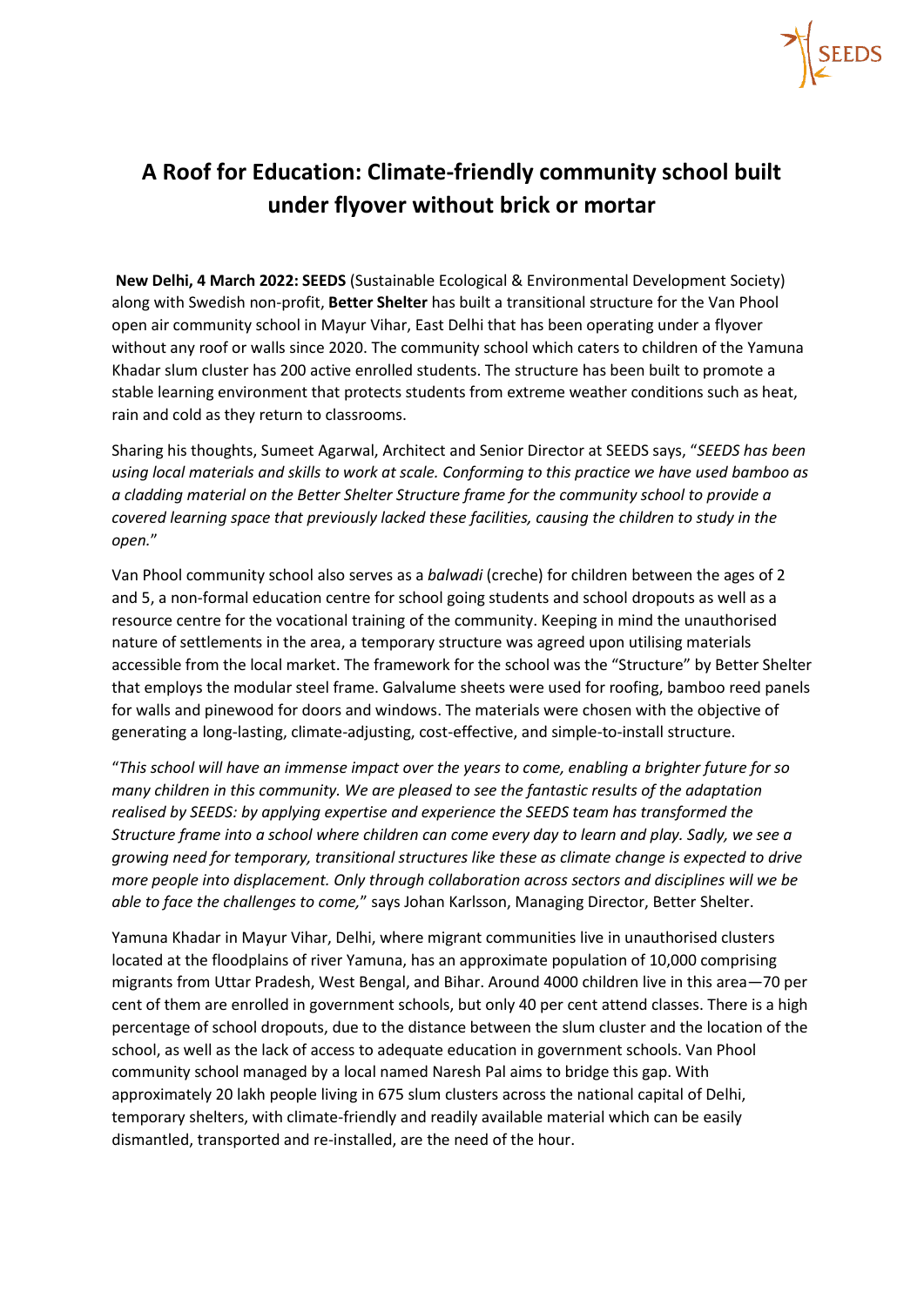# A Roof for Education: Climate-friendly community school built under flyover without brick or mortar

**New Delhi, 4 March 2022: SEEDS** (Sustainable Ecological & Environmental Development Society) along with Swedish non-profit, **Better Shelter** has built a transitional structure for the Van Phool open air community school in Mayur Vihar, East Delhi that has been operating under a flyover without any roof or walls since 2020. The community school which caters to children of the Yamuna Khadar slum cluster has 200 active enrolled students. The structure has been built to promote a stable learning environment that protects students from extreme weather conditions such as heat, rain and cold as they return to classrooms.

Sharing his thoughts, Sumeet Agarwal, Architect and Senior Director at SEEDS says, "*SEEDS has been using local materials and skills to work at scale. Conforming to this practice we have used bamboo as a cladding material on the Better Shelter Structure frame for the community school to provide a covered learning space that previously lacked these facilities, causing the children to study in the open.*"

Van Phool community school also serves as a *balwadi* (creche) for children between the ages of 2 and 5, a non-formal education centre for school going students and school dropouts as well as a resource centre for the vocational training of the community. Keeping in mind the unauthorised nature of settlements in the area, a temporary structure was agreed upon utilising materials accessible from the local market. The framework for the school was the "Structure" by Better Shelter that employs the modular steel frame. Galvalume sheets were used for roofing, bamboo reed panels for walls and pinewood for doors and windows. The materials were chosen with the objective of generating a long-lasting, climate-adjusting, cost-effective, and simple-to-install structure.

"*This school will have an immense impact over the years to come, enabling a brighter future for so many children in this community. We are pleased to see the fantastic results of the adaptation realised by SEEDS: by applying expertise and experience the SEEDS team has transformed the Structure frame into a school where children can come every day to learn and play. Sadly, we see a growing need for temporary, transitional structures like these as climate change is expected to drive more people into displacement. Only through collaboration across sectors and disciplines will we be able to face the challenges to come,*" says Johan Karlsson, Managing Director, Better Shelter.

Yamuna Khadar in Mayur Vihar, Delhi, where migrant communities live in unauthorised clusters located at the floodplains of river Yamuna, has an approximate population of 10,000 comprising migrants from Uttar Pradesh, West Bengal, and Bihar. Around 4000 children live in this area—70 per cent of them are enrolled in government schools, but only 40 per cent attend classes. There is a high percentage of school dropouts, due to the distance between the slum cluster and the location of the school, as well as the lack of access to adequate education in government schools. Van Phool community school managed by a local named Naresh Pal aims to bridge this gap. With approximately 20 lakh people living in 675 slum clusters across the national capital of Delhi, temporary shelters, with climate-friendly and readily available material which can be easily dismantled, transported and re-installed, are the need of the hour.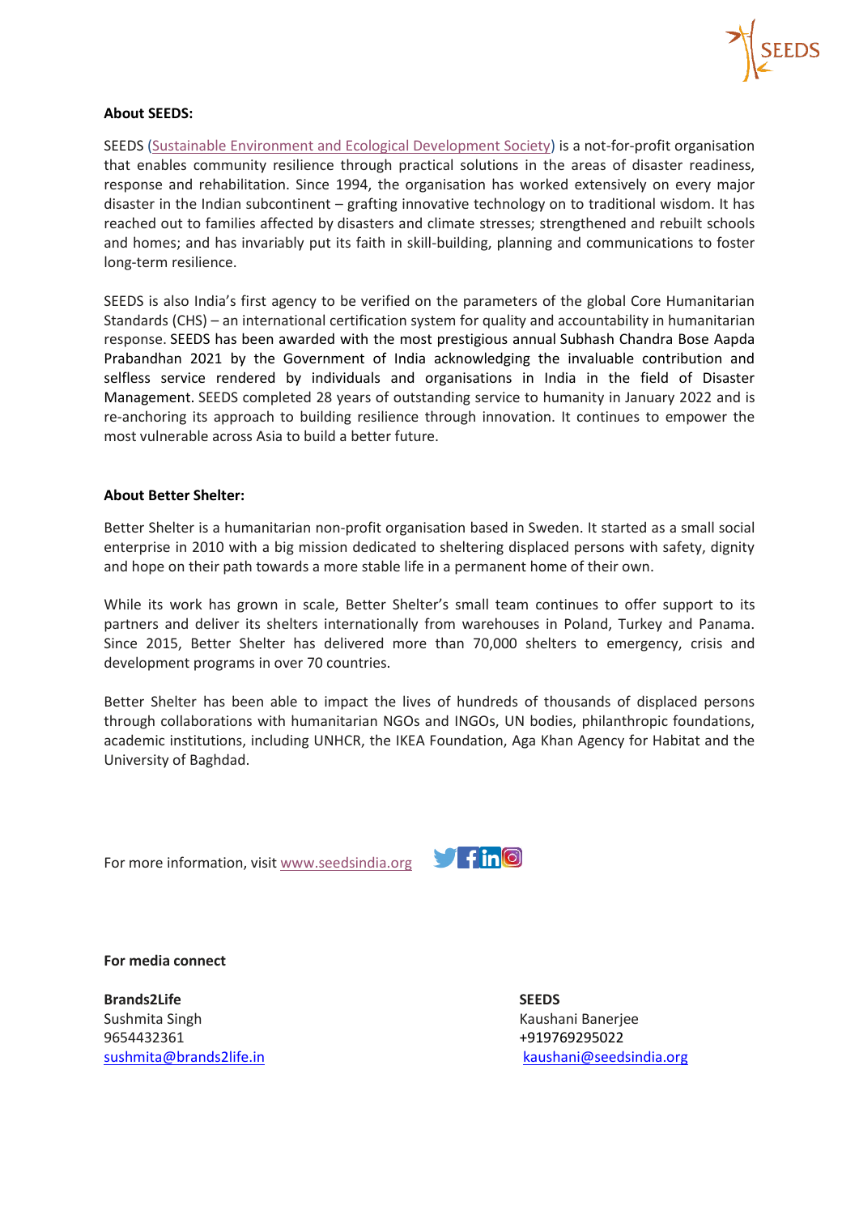**About SEEDS:**

SEEDS (Sustainable Environment and Ecological Development Society) is a not-for-profit organisation that enables community resilience through practical solutions in the areas of disaster readiness, response and rehabilitation. Since 1994, the organisation has worked extensively on every major disaster in the Indian subcontinent – grafting innovative technology on to traditional wisdom. It has reached out to families affected by disasters and climate stresses; strengthened and rebuilt schools and homes; and has invariably put its faith in skill-building, planning and communications to foster long-term resilience.

SEEDS is also India's first agency to be verified on the parameters of the global Core Humanitarian Standards (CHS) – an international certification system for quality and accountability in humanitarian response. SEEDS has been awarded with the most prestigious annual Subhash Chandra Bose Aapda Prabandhan 2021 by the Government of India acknowledging the invaluable contribution and selfless service rendered by individuals and organisations in India in the field of Disaster Management. SEEDS completed 28 years of outstanding service to humanity in January 2022 and is re-anchoring its approach to building resilience through innovation. It continues to empower the most vulnerable across Asia to build a better future.

**About Better Shelter:**

Better Shelter is a humanitarian non-profit organisation based in Sweden. It started as a small social enterprise in 2010 with a big mission dedicated to sheltering displaced persons with safety, dignity and hope on their path towards a more stable life in a permanent home of their own.

While its work has grown in scale, Better Shelter's small team continues to offer support to its partners and deliver its shelters internationally from warehouses in Poland, Turkey and Panama. Since 2015, Better Shelter has delivered more than 70,000 shelters to emergency, crisis and development programs in over 70 countries.

Better Shelter has been able to impact the lives of hundreds of thousands of displaced persons through collaborations with humanitarian NGOs and INGOs, UN bodies, philanthropic foundations, academic institutions, including UNHCR, the IKEA Foundation, Aga Khan Agency for Habitat and the University of Baghdad.

For more information, visit www.seedsindia.org

**For media connect**

**Brands2Life**
Sushmita Singh
9654432361
sushmita@brands2life.in

**SEEDS**
Kaushani Banerjee
+919769295022
kaushani@seedsindia.org